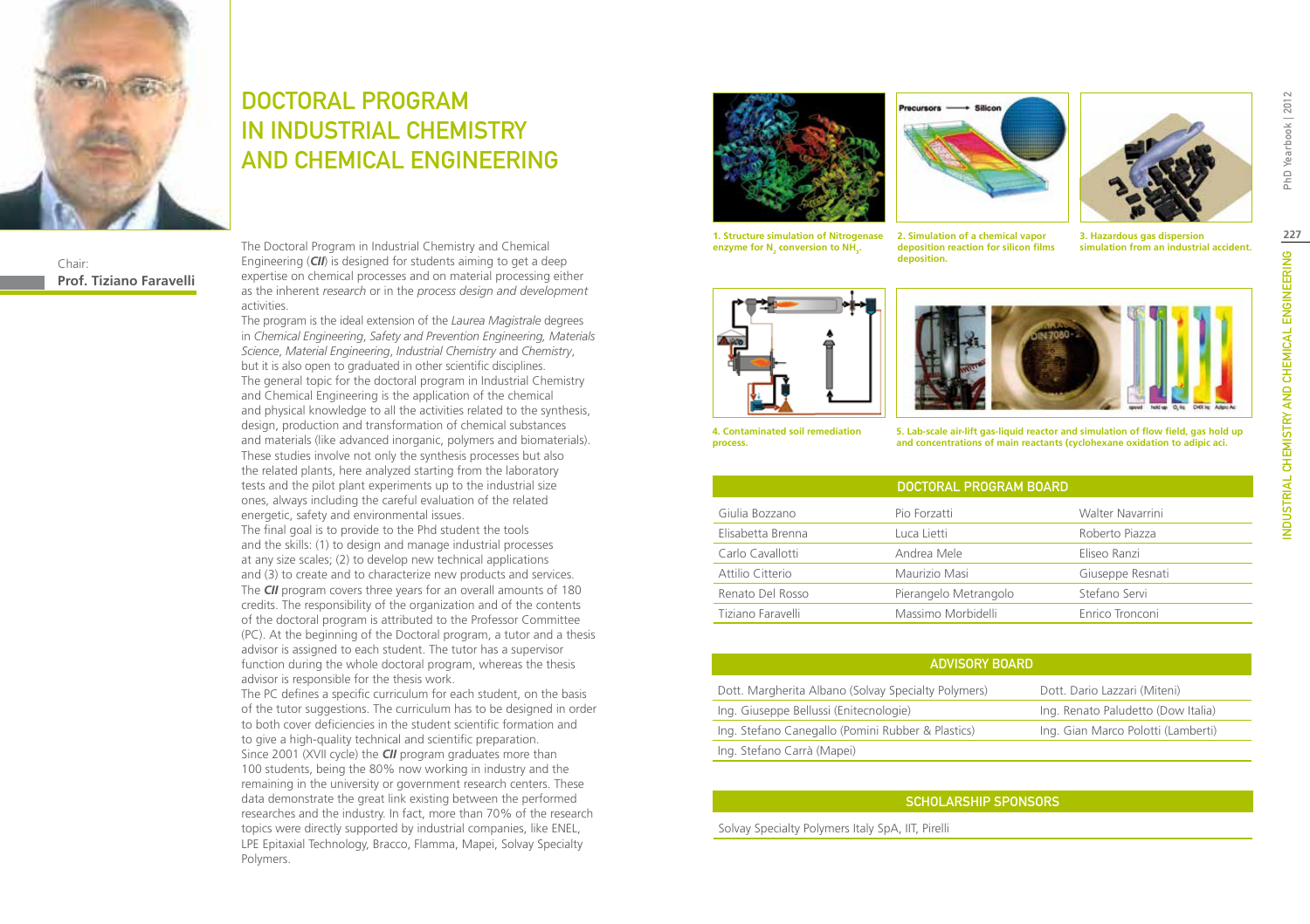Chair:
**Prof. Tiziano Faravelli**

# DOCTORAL PROGRAM IN INDUSTRIAL CHEMISTRY AND CHEMICAL ENGINEERING

The Doctoral Program in Industrial Chemistry and Chemical Engineering (***CII***) is designed for students aiming to get a deep expertise on chemical processes and on material processing either as the inherent *research* or in the *process design and development* activities.
The program is the ideal extension of the *Laurea Magistrale* degrees in *Chemical Engineering*, *Safety and Prevention Engineering, Materials Science*, *Material Engineering*, *Industrial Chemistry* and *Chemistry*, but it is also open to graduated in other scientific disciplines.
The general topic for the doctoral program in Industrial Chemistry and Chemical Engineering is the application of the chemical and physical knowledge to all the activities related to the synthesis, design, production and transformation of chemical substances and materials (like advanced inorganic, polymers and biomaterials). These studies involve not only the synthesis processes but also the related plants, here analyzed starting from the laboratory tests and the pilot plant experiments up to the industrial size ones, always including the careful evaluation of the related energetic, safety and environmental issues.
The final goal is to provide to the Phd student the tools and the skills: (1) to design and manage industrial processes at any size scales; (2) to develop new technical applications and (3) to create and to characterize new products and services.
The ***CII*** program covers three years for an overall amounts of 180 credits. The responsibility of the organization and of the contents of the doctoral program is attributed to the Professor Committee (PC). At the beginning of the Doctoral program, a tutor and a thesis advisor is assigned to each student. The tutor has a supervisor function during the whole doctoral program, whereas the thesis advisor is responsible for the thesis work.
The PC defines a specific curriculum for each student, on the basis of the tutor suggestions. The curriculum has to be designed in order to both cover deficiencies in the student scientific formation and to give a high-quality technical and scientific preparation.
Since 2001 (XVII cycle) the ***CII*** program graduates more than 100 students, being the 80% now working in industry and the remaining in the university or government research centers. These data demonstrate the great link existing between the performed researches and the industry. In fact, more than 70% of the research topics were directly supported by industrial companies, like ENEL, LPE Epitaxial Technology, Bracco, Flamma, Mapei, Solvay Specialty Polymers.

**1. Structure simulation of Nitrogenase enzyme for $N_2$ conversion to $NH_3$.**

**2. Simulation of a chemical vapor deposition reaction for silicon films deposition.**

**3. Hazardous gas dispersion simulation from an industrial accident.**

**4. Contaminated soil remediation process.**

**5. Lab-scale air-lift gas-liquid reactor and simulation of flow field, gas hold up and concentrations of main reactants (cyclohexane oxidation to adipic aci.**

## DOCTORAL PROGRAM BOARD

| | | |
|---|---|---|
| Giulia Bozzano | Pio Forzatti | Walter Navarrini |
| Elisabetta Brenna | Luca Lietti | Roberto Piazza |
| Carlo Cavallotti | Andrea Mele | Eliseo Ranzi |
| Attilio Citterio | Maurizio Masi | Giuseppe Resnati |
| Renato Del Rosso | Pierangelo Metrangolo | Stefano Servi |
| Tiziano Faravelli | Massimo Morbidelli | Enrico Tronconi |

## ADVISORY BOARD

| | |
|---|---|
| Dott. Margherita Albano (Solvay Specialty Polymers) | Dott. Dario Lazzari (Miteni) |
| Ing. Giuseppe Bellussi (Enitecnologie) | Ing. Renato Paludetto (Dow Italia) |
| Ing. Stefano Canegallo (Pomini Rubber & Plastics) | Ing. Gian Marco Polotti (Lamberti) |
| Ing. Stefano Carrà (Mapei) | |

## SCHOLARSHIP SPONSORS

Solvay Specialty Polymers Italy SpA, IIT, Pirelli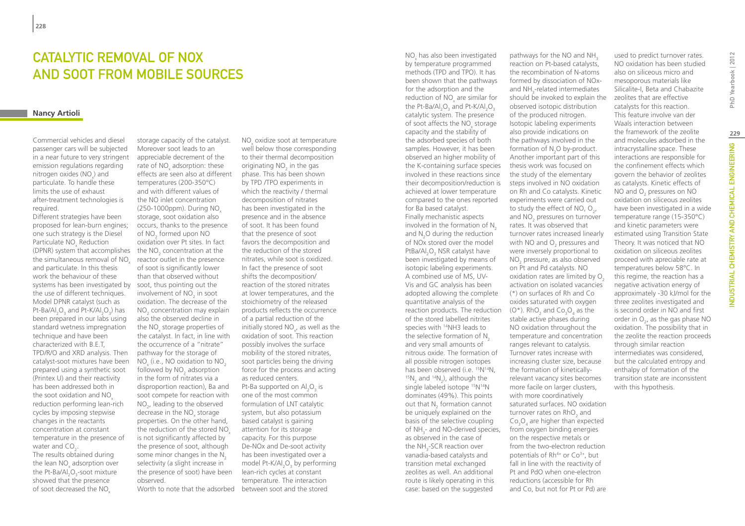# CATALYTIC REMOVAL OF NOX AND SOOT FROM MOBILE SOURCES

**Nancy Artioli**

Commercial vehicles and diesel passenger cars will be subjected in a near future to very stringent emission regulations regarding nitrogen oxides ($NO_x$) and particulate. To handle these limits the use of exhaust after-treatment technologies is required.

Different strategies have been proposed for lean-burn engines; one such strategy is the Diesel Particulate $NO_x$ Reduction (DPNR) system that accomplishes the simultaneous removal of $NO_x$ and particulate. In this thesis work the behaviour of these systems has been investigated by the use of different techniques. Model DPNR catalyst (such as Pt-Ba/$Al_2O_3$ and Pt-K/$Al_2O_3$) has been prepared in our labs using standard wetness impregnation technique and have been characterized with B.E.T, TPD/R/O and XRD analysis. Then catalyst-soot mixtures have been prepared using a synthetic soot (Printex U) and their reactivity has been addressed both in the soot oxidation and $NO_x$ reduction performing lean-rich cycles by imposing stepwise changes in the reactants concentration at constant temperature in the presence of water and $CO_2$.

The results obtained during the lean $NO_x$ adsorption over the Pt-Ba/$Al_2O_3$-soot mixture showed that the presence of soot decreased the $NO_x$ storage capacity of the catalyst. Moreover soot leads to an appreciable decrement of the rate of $NO_x$ adsorption: these effects are seen also at different temperatures (200-350°C) and with different values of the NO inlet concentration (250-1000ppm). During $NO_x$ storage, soot oxidation also occurs, thanks to the presence of $NO_2$ formed upon NO oxidation over Pt sites. In fact the $NO_2$ concentration at the reactor outlet in the presence of soot is significantly lower than that observed without soot, thus pointing out the involvement of $NO_2$ in soot oxidation. The decrease of the $NO_2$ concentration may explain also the observed decline in the $NO_x$ storage properties of the catalyst. In fact, in line with the occurrence of a "nitrate" pathway for the storage of $NO_x$ (i.e., NO oxidation to $NO_2$ followed by $NO_2$ adsorption in the form of nitrates via a disproportion reaction), Ba and soot compete for reaction with $NO_2$, leading to the observed decrease in the $NO_x$ storage properties. On the other hand, the reduction of the stored $NO_x$ is not significantly affected by the presence of soot, although some minor changes in the $N_2$ selectivity (a slight increase in the presence of soot) have been observed.

Worth to note that the adsorbed $NO_x$ oxidize soot at temperature well below those corresponding to their thermal decomposition originating $NO_2$ in the gas phase. This has been shown by TPD /TPO experiments in which the reactivity / thermal decomposition of nitrates has been investigated in the presence and in the absence of soot. It has been found that the presence of soot favors the decomposition and the reduction of the stored nitrates, while soot is oxidized. In fact the presence of soot shifts the decomposition/ reaction of the stored nitrates at lower temperatures, and the stoichiometry of the released products reflects the occurrence of a partial reduction of the initially stored $NO_x$, as well as the oxidation of soot. This reaction possibly involves the surface mobility of the stored nitrates, soot particles being the driving force for the process and acting as reduced centers.

Pt-Ba supported on $Al_2O_3$ is one of the most common formulation of LNT catalytic system, but also potassium based catalyst is gaining attention for its storage capacity. For this purpose De-NOx and De-soot activity has been investigated over a model Pt-K/$Al_2O_3$ by performing lean-rich cycles at constant temperature. The interaction between soot and the stored $NO_x$ has also been investigated by temperature programmed methods (TPD and TPO). It has been shown that the pathways for the adsorption and the reduction of $NO_x$ are similar for the Pt-Ba/$Al_2O_3$ and Pt-K/$Al_2O_3$ catalytic system. The presence of soot affects the $NO_x$ storage capacity and the stability of the adsorbed species of both samples. However, it has been observed an higher mobility of the K-containing surface species involved in these reactions since their decomposition/reduction is achieved at lower temperature compared to the ones reported for Ba based catalyst.

Finally mechanistic aspects involved in the formation of $N_2$ and $N_2O$ during the reduction of NOx stored over the model PtBa/$Al_2O_3$ NSR catalyst have been investigated by means of isotopic labeling experiments. A combined use of MS, UV-Vis and GC analysis has been adopted allowing the complete quantitative analysis of the reaction products. The reduction of the stored labelled nitrites species with $^{14}$NH3 leads to the selective formation of $N_2$ and very small amounts of nitrous oxide. The formation of all possible nitrogen isotopes has been observed (i.e. $^{15}N^{14}N$, $^{15}N_2$ and $^{14}N_2$), although the single labeled isotope $^{15}N^{14}N$ dominates (49%). This points out that $N_2$ formation cannot be uniquely explained on the basis of the selective coupling of $NH_3$- and NO-derived species, as observed in the case of the $NH_3$-SCR reaction over vanadia-based catalysts and transition metal exchanged zeolites as well. An additional route is likely operating in this case: based on the suggested pathways for the NO and $NH_3$ reaction on Pt-based catalysts, the recombination of N-atoms formed by dissociation of NOx- and $NH_3$-related intermediates should be invoked to explain the observed isotopic distribution of the produced nitrogen. Isotopic labeling experiments also provide indications on the pathways involved in the formation of $N_2O$ by-product.

Another important part of this thesis work was focused on the study of the elementary steps involved in NO oxidation on Rh and Co catalysts. Kinetic experiments were carried out to study the effect of NO, $O_2$, and $NO_2$ pressures on turnover rates. It was observed that turnover rates increased linearly with NO and $O_2$ pressures and were inversely proportional to $NO_2$ pressure, as also observed on Pt and Pd catalysts. NO oxidation rates are limited by $O_2$ activation on isolated vacancies (*) on surfaces of Rh and Co oxides saturated with oxygen (O*). $RhO_2$ and $Co_3O_4$ as the stable active phases during NO oxidation throughout the temperature and concentration ranges relevant to catalysis. Turnover rates increase with increasing cluster size, because the formation of kinetically-relevant vacancy sites becomes more facile on larger clusters, with more coordinatively saturated surfaces. NO oxidation turnover rates on $RhO_2$ and $Co_3O_4$ are higher than expected from oxygen binding energies on the respective metals or from the two-electron reduction potentials of $Rh^{4+}$ or $Co^{3+}$, but fall in line with the reactivity of Pt and PdO when one-electron reductions (accessible for Rh and Co, but not for Pt or Pd) are used to predict turnover rates.

NO oxidation has been studied also on siliceous micro and mesoporous materials like Silicalite-I, Beta and Chabazite zeolites that are effective catalysts for this reaction. This feature involve van der Waals interaction between the framework of the zeolite and molecules adsorbed in the intracrystalline space. These interactions are responsible for the confinement effects which govern the behavior of zeolites as catalysts. Kinetic effects of NO and $O_2$ pressures on NO oxidation on siliceous zeolites have been investigated in a wide temperature range (15-350°C) and kinetic parameters were estimated using Transition State Theory. It was noticed that NO oxidation on siliceous zeolites proceed with apreciable rate at temperatures below 58°C. In this regime, the reaction has a negative activation energy of approximately -30 kJ/mol for the three zeolites investigated and is second order in NO and first order in $O_2$, as the gas phase NO oxidation. The possibility that in the zeolite the reaction proceeds through similar reaction intermediates was considered, but the calculated entropy and enthalpy of formation of the transition state are inconsistent with this hypothesis.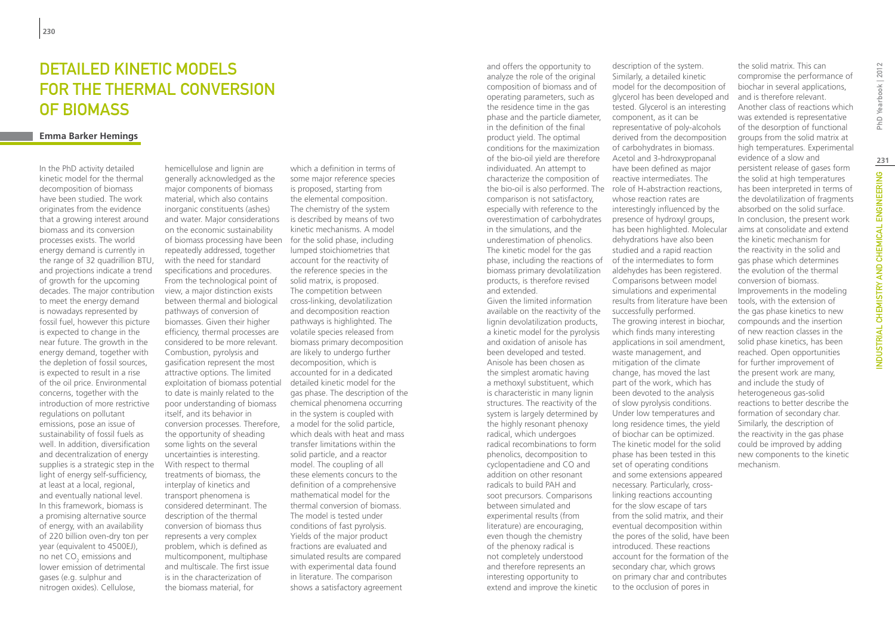# Detailed Kinetic Models for the Thermal Conversion of Biomass

**Emma Barker Hemings**

In the PhD activity detailed kinetic model for the thermal decomposition of biomass have been studied. The work originates from the evidence that a growing interest around biomass and its conversion processes exists. The world energy demand is currently in the range of 32 quadrillion BTU, and projections indicate a trend of growth for the upcoming decades. The major contribution to meet the energy demand is nowadays represented by fossil fuel, however this picture is expected to change in the near future. The growth in the energy demand, together with the depletion of fossil sources, is expected to result in a rise of the oil price. Environmental concerns, together with the introduction of more restrictive regulations on pollutant emissions, pose an issue of sustainability of fossil fuels as well. In addition, diversification and decentralization of energy supplies is a strategic step in the light of energy self-sufficiency, at least at a local, regional, and eventually national level. In this framework, biomass is a promising alternative source of energy, with an availability of 220 billion oven-dry ton per year (equivalent to 4500EJ), no net $CO_2$ emissions and lower emission of detrimental gases (e.g. sulphur and nitrogen oxides). Cellulose, hemicellulose and lignin are generally acknowledged as the major components of biomass material, which also contains inorganic constituents (ashes) and water. Major considerations on the economic sustainability of biomass processing have been repeatedly addressed, together with the need for standard specifications and procedures. From the technological point of view, a major distinction exists between thermal and biological pathways of conversion of biomasses. Given their higher efficiency, thermal processes are considered to be more relevant. Combustion, pyrolysis and gasification represent the most attractive options. The limited exploitation of biomass potential to date is mainly related to the poor understanding of biomass itself, and its behavior in conversion processes. Therefore, the opportunity of sheading some lights on the several uncertainties is interesting. With respect to thermal treatments of biomass, the interplay of kinetics and transport phenomena is considered determinant. The description of the thermal conversion of biomass thus represents a very complex problem, which is defined as multicomponent, multiphase and multiscale. The first issue is in the characterization of the biomass material, for which a definition in terms of some major reference species is proposed, starting from the elemental composition. The chemistry of the system is described by means of two kinetic mechanisms. A model for the solid phase, including lumped stoichiometries that account for the reactivity of the reference species in the solid matrix, is proposed. The competition between cross-linking, devolatilization and decomposition reaction pathways is highlighted. The volatile species released from biomass primary decomposition are likely to undergo further decomposition, which is accounted for in a dedicated detailed kinetic model for the gas phase. The description of the chemical phenomena occurring in the system is coupled with a model for the solid particle, which deals with heat and mass transfer limitations within the solid particle, and a reactor model. The coupling of all these elements concurs to the definition of a comprehensive mathematical model for the thermal conversion of biomass. The model is tested under conditions of fast pyrolysis. Yields of the major product fractions are evaluated and simulated results are compared with experimental data found in literature. The comparison shows a satisfactory agreement and offers the opportunity to analyze the role of the original composition of biomass and of operating parameters, such as the residence time in the gas phase and the particle diameter, in the definition of the final product yield. The optimal conditions for the maximization of the bio-oil yield are therefore individuated. An attempt to characterize the composition of the bio-oil is also performed. The comparison is not satisfactory, especially with reference to the overestimation of carbohydrates in the simulations, and the underestimation of phenolics. The kinetic model for the gas phase, including the reactions of biomass primary devolatilization products, is therefore revised and extended.

Given the limited information available on the reactivity of the lignin devolatilization products, a kinetic model for the pyrolysis and oxidation of anisole has been developed and tested. Anisole has been chosen as the simplest aromatic having a methoxyl substituent, which is characteristic in many lignin structures. The reactivity of the system is largely determined by the highly resonant phenoxy radical, which undergoes radical recombinations to form phenolics, decomposition to cyclopentadiene and CO and addition on other resonant radicals to build PAH and soot precursors. Comparisons between simulated and experimental results (from literature) are encouraging, even though the chemistry of the phenoxy radical is not completely understood and therefore represents an interesting opportunity to extend and improve the kinetic description of the system. Similarly, a detailed kinetic model for the decomposition of glycerol has been developed and tested. Glycerol is an interesting component, as it can be representative of poly-alcohols derived from the decomposition of carbohydrates in biomass. Acetol and 3-hdroxypropanal have been defined as major reactive intermediates. The role of H-abstraction reactions, whose reaction rates are interestingly influenced by the presence of hydroxyl groups, has been highlighted. Molecular dehydrations have also been studied and a rapid reaction of the intermediates to form aldehydes has been registered. Comparisons between model simulations and experimental results from literature have been successfully performed.

The growing interest in biochar, which finds many interesting applications in soil amendment, waste management, and mitigation of the climate change, has moved the last part of the work, which has been devoted to the analysis of slow pyrolysis conditions. Under low temperatures and long residence times, the yield of biochar can be optimized. The kinetic model for the solid phase has been tested in this set of operating conditions and some extensions appeared necessary. Particularly, cross-linking reactions accounting for the slow escape of tars from the solid matrix, and their eventual decomposition within the pores of the solid, have been introduced. These reactions account for the formation of the secondary char, which grows on primary char and contributes to the occlusion of pores in the solid matrix. This can compromise the performance of biochar in several applications, and is therefore relevant. Another class of reactions which was extended is representative of the desorption of functional groups from the solid matrix at high temperatures. Experimental evidence of a slow and persistent release of gases form the solid at high temperatures has been interpreted in terms of the devolatilization of fragments absorbed on the solid surface. In conclusion, the present work aims at consolidate and extend the kinetic mechanism for the reactivity in the solid and gas phase which determines the evolution of the thermal conversion of biomass. Improvements in the modeling tools, with the extension of the gas phase kinetics to new compounds and the insertion of new reaction classes in the solid phase kinetics, has been reached. Open opportunities for further improvement of the present work are many, and include the study of heterogeneous gas-solid reactions to better describe the formation of secondary char. Similarly, the description of the reactivity in the gas phase could be improved by adding new components to the kinetic mechanism.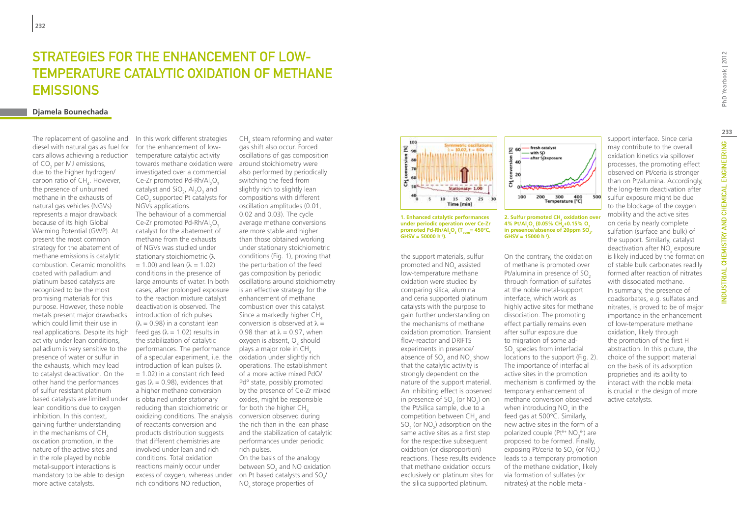# STRATEGIES FOR THE ENHANCEMENT OF LOW-TEMPERATURE CATALYTIC OXIDATION OF METHANE EMISSIONS

**Djamela Bounechada**

The replacement of gasoline and diesel with natural gas as fuel for cars allows achieving a reduction of $CO_2$ per MJ emissions, due to the higher hydrogen/carbon ratio of $CH_4$. However, the presence of unburned methane in the exhausts of natural gas vehicles (NGVs) represents a major drawback because of its high Global Warming Potential (GWP). At present the most common strategy for the abatement of methane emissions is catalytic combustion. Ceramic monoliths coated with palladium and platinum based catalysts are recognized to be the most promising materials for this purpose. However, these noble metals present major drawbacks which could limit their use in real applications. Despite its high activity under lean conditions, palladium is very sensitive to the presence of water or sulfur in the exhausts, which may lead to catalyst deactivation. On the other hand the performances of sulfur resistant platinum based catalysts are limited under lean conditions due to oxygen inhibition. In this context, gaining further understanding in the mechanisms of $CH_4$ oxidation promotion, in the nature of the active sites and in the role played by noble metal-support interactions is mandatory to be able to design more active catalysts.

In this work different strategies for the enhancement of low-temperature catalytic activity towards methane oxidation were investigated over a commercial Ce-Zr promoted Pd-Rh/$Al_2O_3$ catalyst and $SiO_2$, $Al_2O_3$ and $CeO_2$ supported Pt catalysts for NGVs applications.

The behaviour of a commercial Ce-Zr promoted Pd-Rh/$Al_2O_3$ catalyst for the abatement of methane from the exhausts of NGVs was studied under stationary stoichiometric ($\lambda = 1.00$) and lean ($\lambda = 1.02$) conditions in the presence of large amounts of water. In both cases, after prolonged exposure to the reaction mixture catalyst deactivation is observed. The introduction of rich pulses ($\lambda = 0.98$) in a constant lean feed gas ($\lambda = 1.02$) results in the stabilization of catalytic performances. The performance of a specular experiment, i.e. the introduction of lean pulses ($\lambda = 1.02$) in a constant rich feed gas ($\lambda = 0.98$), evidences that a higher methane conversion is obtained under stationary reducing than stoichiometric or oxidizing conditions. The analysis of reactants conversion and products distribution suggests that different chemistries are involved under lean and rich conditions. Total oxidation reactions mainly occur under excess of oxygen, whereas under rich conditions NO reduction, $CH_4$ steam reforming and water gas shift also occur. Forced oscillations of gas composition around stoichiometry were also performed by periodically switching the feed from slightly rich to slightly lean compositions with different oscillation amplitudes (0.01, 0.02 and 0.03). The cycle average methane conversions are more stable and higher than those obtained working under stationary stoichiometric conditions (Fig. 1), proving that the perturbation of the feed gas composition by periodic oscillations around stoichiometry is an effective strategy for the enhancement of methane combustion over this catalyst. Since a markedly higher $CH_4$ conversion is observed at $\lambda = 0.98$ than at $\lambda = 0.97$, when oxygen is absent, $O_2$ should plays a major role in $CH_4$ oxidation under slightly rich operations. The establishment of a more active mixed PdO/Pd° state, possibly promoted by the presence of Ce-Zr mixed oxides, might be responsible for both the higher $CH_4$ conversion observed during the rich than in the lean phase and the stabilization of catalytic performances under periodic rich pulses.

On the basis of the analogy between $SO_2$ and NO oxidation on Pt based catalysts and $SO_x$/$NO_x$ storage properties of the support materials, sulfur promoted and $NO_x$ assisted low-temperature methane oxidation were studied by comparing silica, alumina and ceria supported platinum catalysts with the purpose to gain further understanding on the mechanisms of methane oxidation promotion. Transient flow-reactor and DRIFTS experiments in presence/absence of $SO_2$ and $NO_x$ show that the catalytic activity is strongly dependent on the nature of the support material. An inhibiting effect is observed in presence of $SO_2$ (or $NO_2$) on the Pt/silica sample, due to a competition between $CH_4$ and $SO_2$ (or $NO_2$) adsorption on the same active sites as a first step for the respective subsequent oxidation (or disproportion) reactions. These results evidence that methane oxidation occurs exclusively on platinum sites for the silica supported platinum.

**1. Enhanced catalytic performances under periodic operation over Ce-Zr promoted Pd-Rh/$Al_2O_3$ ($T_{oven}$ = 450°C, GHSV = 50000 h$^{-1}$).**

**2. Sulfur promoted $CH_4$ oxidation over 4% Pt/$Al_2O_3$ (0.05% $CH_4$+0.15% $O_2$ in presence/absence of 20ppm $SO_2$, GHSV = 15000 h$^{-1}$).**

On the contrary, the oxidation of methane is promoted over Pt/alumina in presence of $SO_2$ through formation of sulfates at the noble metal-support interface, which work as highly active sites for methane dissociation. The promoting effect partially remains even after sulfur exposure due to migration of some ad-$SO_x$ species from interfacial locations to the support (Fig. 2). The importance of interfacial active sites in the promotion mechanism is confirmed by the temporary enhancement of methane conversion observed when introducing $NO_x$ in the feed gas at 500°C. Similarly, new active sites in the form of a polarized couple ($Pt^{\delta+}$ $NO_3^{\delta-}$) are proposed to be formed. Finally, exposing Pt/ceria to $SO_2$ (or $NO_2$) leads to a temporary promotion of the methane oxidation, likely via formation of sulfates (or nitrates) at the noble metal-support interface. Since ceria may contribute to the overall oxidation kinetics via spillover processes, the promoting effect observed on Pt/ceria is stronger than on Pt/alumina. Accordingly, the long-term deactivation after sulfur exposure might be due to the blockage of the oxygen mobility and the active sites on ceria by nearly complete sulfation (surface and bulk) of the support. Similarly, catalyst deactivation after $NO_x$ exposure is likely induced by the formation of stable bulk carbonates readily formed after reaction of nitrates with dissociated methane.

In summary, the presence of coadsorbates, e.g. sulfates and nitrates, is proved to be of major importance in the enhancement of low-temperature methane oxidation, likely through the promotion of the first H abstraction. In this picture, the choice of the support material on the basis of its adsorption proprieties and its ability to interact with the noble metal is crucial in the design of more active catalysts.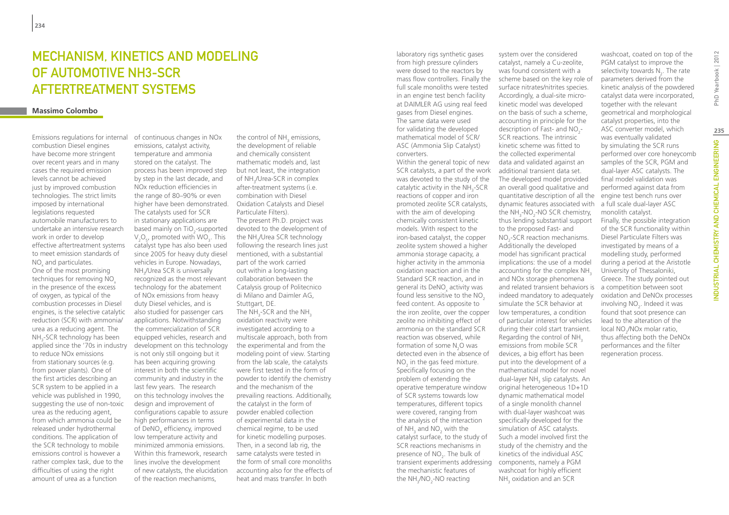# Mechanism, Kinetics and Modeling of Automotive NH3-SCR Aftertreatment Systems

**Massimo Colombo**

Emissions regulations for internal combustion Diesel engines have become more stringent over recent years and in many cases the required emission levels cannot be achieved just by improved combustion technologies. The strict limits imposed by international legislations requested automobile manufacturers to undertake an intensive research work in order to develop effective aftertreatment systems to meet emission standards of $NO_x$ and particulates.

One of the most promising techniques for removing $NO_x$ in the presence of the excess of oxygen, as typical of the combustion processes in Diesel engines, is the selective catalytic reduction (SCR) with ammonia/urea as a reducing agent. The $NH_3$-SCR technology has been applied since the '70s in industry to reduce NOx emissions from stationary sources (e.g. from power plants). One of the first articles describing an SCR system to be applied in a vehicle was published in 1990, suggesting the use of non-toxic urea as the reducing agent, from which ammonia could be released under hydrothermal conditions. The application of the SCR technology to mobile emissions control is however a rather complex task, due to the difficulties of using the right amount of urea as a function of continuous changes in NOx emissions, catalyst activity, temperature and ammonia stored on the catalyst. The process has been improved step by step in the last decade, and NOx reduction efficiencies in the range of 80–90% or even higher have been demonstrated. The catalysts used for SCR in stationary applications are based mainly on $TiO_2$-supported $V_2O_5$, promoted with $WO_3$. This catalyst type has also been used since 2005 for heavy duty diesel vehicles in Europe. Nowadays, $NH_3$/Urea SCR is universally recognized as the most relevant technology for the abatement of NOx emissions from heavy duty Diesel vehicles, and is also studied for passenger cars applications. Notwithstanding the commercialization of SCR equipped vehicles, research and development on this technology is not only still ongoing but it has been acquiring growing interest in both the scientific community and industry in the last few years. The research on this technology involves the design and improvement of configurations capable to assure high performances in terms of $DeNO_x$ efficiency, improved low temperature activity and minimized ammonia emissions. Within this framework, research lines involve the development of new catalysts, the elucidation of the reaction mechanisms, the control of $NH_3$ emissions, the development of reliable and chemically consistent mathematic models and, last but not least, the integration of $NH_3$/Urea-SCR in complex after-treatment systems (i.e. combination with Diesel Oxidation Catalysts and Diesel Particulate Filters).

The present Ph.D. project was devoted to the development of the $NH_3$/Urea SCR technology following the research lines just mentioned, with a substantial part of the work carried out within a long-lasting collaboration between the Catalysis group of Politecnico di Milano and Daimler AG, Stuttgart, DE.

The $NH_3$-SCR and the $NH_3$ oxidation reactivity were investigated according to a multiscale approach, both from the experimental and from the modeling point of view. Starting from the lab scale, the catalysts were first tested in the form of powder to identify the chemistry and the mechanism of the prevailing reactions. Additionally, the catalyst in the form of powder enabled collection of experimental data in the chemical regime, to be used for kinetic modelling purposes. Then, in a second lab rig, the same catalysts were tested in the form of small core monoliths accounting also for the effects of heat and mass transfer. In both laboratory rigs synthetic gases from high pressure cylinders were dosed to the reactors by mass flow controllers. Finally the full scale monoliths were tested in an engine test bench facility at DAIMLER AG using real feed gases from Diesel engines. The same data were used for validating the developed mathematical model of SCR/ASC (Ammonia Slip Catalyst) converters.

Within the general topic of new SCR catalysts, a part of the work was devoted to the study of the catalytic activity in the $NH_3$-SCR reactions of copper and iron promoted zeolite SCR catalysts, with the aim of developing chemically consistent kinetic models. With respect to the iron-based catalyst, the copper zeolite system showed a higher ammonia storage capacity, a higher activity in the ammonia oxidation reaction and in the Standard SCR reaction, and in general its $DeNO_x$ activity was found less sensitive to the $NO_2$ feed content. As opposite to the iron zeolite, over the copper zeolite no inhibiting effect of ammonia on the standard SCR reaction was observed, while formation of some $N_2O$ was detected even in the absence of $NO_2$ in the gas feed mixture. Specifically focusing on the problem of extending the operative temperature window of SCR systems towards low temperatures, different topics were covered, ranging from the analysis of the interaction of $NH_3$ and $NO_2$ with the catalyst surface, to the study of SCR reactions mechanisms in presence of $NO_2$. The bulk of transient experiments addressing the mechanistic features of the $NH_3$/$NO_2$-NO reacting system over the considered catalyst, namely a Cu-zeolite, was found consistent with a scheme based on the key role of surface nitrates/nitrites species. Accordingly, a dual-site micro-kinetic model was developed on the basis of such a scheme, accounting in principle for the description of Fast- and $NO_2$-SCR reactions. The intrinsic kinetic scheme was fitted to the collected experimental data and validated against an additional transient data set. The developed model provided an overall good qualitative and quantitative description of all the dynamic features associated with the $NH_3$-$NO_2$-NO SCR chemistry, thus lending substantial support to the proposed Fast- and $NO_2$-SCR reaction mechanisms. Additionally the developed model has significant practical implications: the use of a model accounting for the complex $NH_3$ and NOx storage phenomena and related transient behaviors is indeed mandatory to adequately simulate the SCR behavior at low temperatures, a condition of particular interest for vehicles during their cold start transient.

Regarding the control of $NH_3$ emissions from mobile SCR devices, a big effort has been put into the development of a mathematical model for novel dual-layer $NH_3$ slip catalysts. An original heterogeneous 1D+1D dynamic mathematical model of a single monolith channel with dual-layer washcoat was specifically developed for the simulation of ASC catalysts. Such a model involved first the study of the chemistry and the kinetics of the individual ASC components, namely a PGM washcoat for highly efficient $NH_3$ oxidation and an SCR washcoat, coated on top of the PGM catalyst to improve the selectivity towards $N_2$. The rate parameters derived from the kinetic analysis of the powdered catalyst data were incorporated, together with the relevant geometrical and morphological catalyst properties, into the ASC converter model, which was eventually validated by simulating the SCR runs performed over core honeycomb samples of the SCR, PGM and dual-layer ASC catalysts. The final model validation was performed against data from engine test bench runs over a full scale dual-layer ASC monolith catalyst.

Finally, the possible integration of the SCR functionality within Diesel Particulate Filters was investigated by means of a modelling study, performed during a period at the Aristotle University of Thessaloniki, Greece. The study pointed out a competition between soot oxidation and DeNOx processes involving $NO_2$. Indeed it was found that soot presence can lead to the alteration of the local $NO_2$/NOx molar ratio, thus affecting both the DeNOx performances and the filter regeneration process.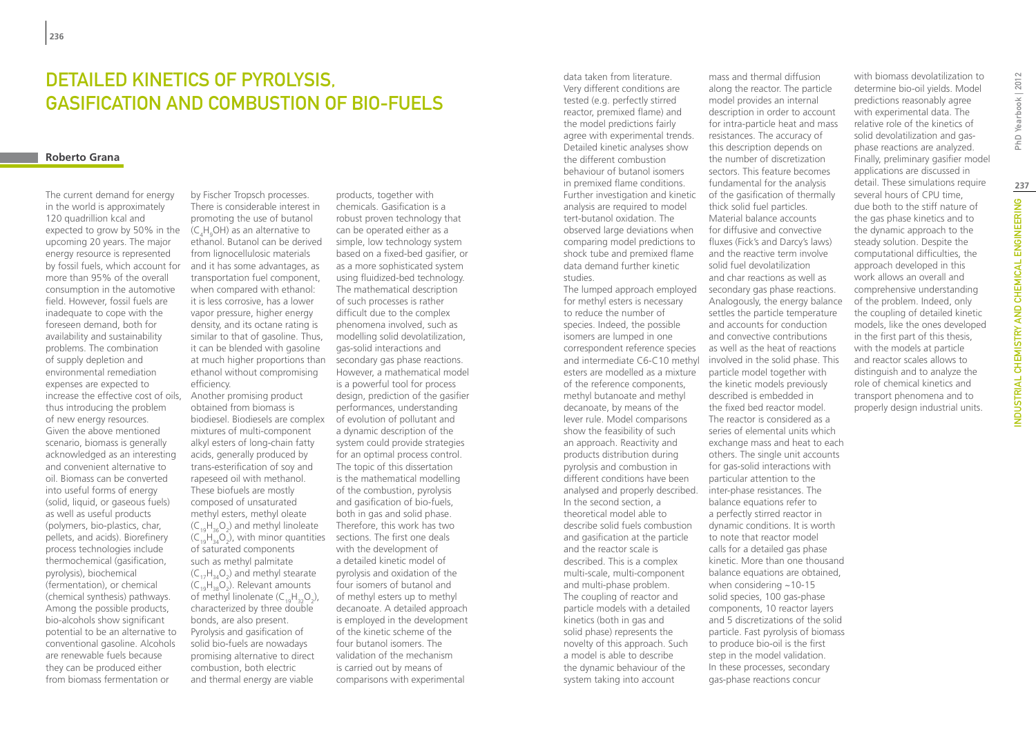# Detailed Kinetics of Pyrolysis, Gasification and Combustion of Bio-Fuels

**Roberto Grana**

The current demand for energy in the world is approximately 120 quadrillion kcal and expected to grow by 50% in the upcoming 20 years. The major energy resource is represented by fossil fuels, which account for more than 95% of the overall consumption in the automotive field. However, fossil fuels are inadequate to cope with the foreseen demand, both for availability and sustainability problems. The combination of supply depletion and environmental remediation expenses are expected to increase the effective cost of oils, thus introducing the problem of new energy resources. Given the above mentioned scenario, biomass is generally acknowledged as an interesting and convenient alternative to oil. Biomass can be converted into useful forms of energy (solid, liquid, or gaseous fuels) as well as useful products (polymers, bio-plastics, char, pellets, and acids). Biorefinery process technologies include thermochemical (gasification, pyrolysis), biochemical (fermentation), or chemical (chemical synthesis) pathways. Among the possible products, bio-alcohols show significant potential to be an alternative to conventional gasoline. Alcohols are renewable fuels because they can be produced either from biomass fermentation or by Fischer Tropsch processes. There is considerable interest in promoting the use of butanol ($C_4H_9OH$) as an alternative to ethanol. Butanol can be derived from lignocellulosic materials and it has some advantages, as transportation fuel component, when compared with ethanol: it is less corrosive, has a lower vapor pressure, higher energy density, and its octane rating is similar to that of gasoline. Thus, it can be blended with gasoline at much higher proportions than ethanol without compromising efficiency.

Another promising product obtained from biomass is biodiesel. Biodiesels are complex mixtures of multi-component alkyl esters of long-chain fatty acids, generally produced by trans-esterification of soy and rapeseed oil with methanol. These biofuels are mostly composed of unsaturated methyl esters, methyl oleate ($C_{19}H_{36}O_2$) and methyl linoleate ($C_{19}H_{34}O_2$), with minor quantities of saturated components such as methyl palmitate ($C_{17}H_{34}O_2$) and methyl stearate ($C_{19}H_{38}O_2$). Relevant amounts of methyl linolenate ($C_{19}H_{32}O_2$), characterized by three double bonds, are also present. Pyrolysis and gasification of solid bio-fuels are nowadays promising alternative to direct combustion, both electric and thermal energy are viable products, together with chemicals. Gasification is a robust proven technology that can be operated either as a simple, low technology system based on a fixed-bed gasifier, or as a more sophisticated system using fluidized-bed technology. The mathematical description of such processes is rather difficult due to the complex phenomena involved, such as modelling solid devolatilization, gas-solid interactions and secondary gas phase reactions. However, a mathematical model is a powerful tool for process design, prediction of the gasifier performances, understanding of evolution of pollutant and a dynamic description of the system could provide strategies for an optimal process control. The topic of this dissertation is the mathematical modelling of the combustion, pyrolysis and gasification of bio-fuels, both in gas and solid phase. Therefore, this work has two sections. The first one deals with the development of a detailed kinetic model of pyrolysis and oxidation of the four isomers of butanol and of methyl esters up to methyl decanoate. A detailed approach is employed in the development of the kinetic scheme of the four butanol isomers. The validation of the mechanism is carried out by means of comparisons with experimental data taken from literature. Very different conditions are tested (e.g. perfectly stirred reactor, premixed flame) and the model predictions fairly agree with experimental trends. Detailed kinetic analyses show the different combustion behaviour of butanol isomers in premixed flame conditions. Further investigation and kinetic analysis are required to model tert-butanol oxidation. The observed large deviations when comparing model predictions to shock tube and premixed flame data demand further kinetic studies.

The lumped approach employed for methyl esters is necessary to reduce the number of species. Indeed, the possible isomers are lumped in one correspondent reference species and intermediate C6-C10 methyl esters are modelled as a mixture of the reference components, methyl butanoate and methyl decanoate, by means of the lever rule. Model comparisons show the feasibility of such an approach. Reactivity and products distribution during pyrolysis and combustion in different conditions have been analysed and properly described. In the second section, a theoretical model able to describe solid fuels combustion and gasification at the particle and the reactor scale is described. This is a complex multi-scale, multi-component and multi-phase problem. The coupling of reactor and particle models with a detailed kinetics (both in gas and solid phase) represents the novelty of this approach. Such a model is able to describe the dynamic behaviour of the system taking into account mass and thermal diffusion along the reactor. The particle model provides an internal description in order to account for intra-particle heat and mass resistances. The accuracy of this description depends on the number of discretization sectors. This feature becomes fundamental for the analysis of the gasification of thermally thick solid fuel particles. Material balance accounts for diffusive and convective fluxes (Fick's and Darcy's laws) and the reactive term involve solid fuel devolatilization and char reactions as well as secondary gas phase reactions. Analogously, the energy balance settles the particle temperature and accounts for conduction and convective contributions as well as the heat of reactions involved in the solid phase. This particle model together with the kinetic models previously described is embedded in the fixed bed reactor model. The reactor is considered as a series of elemental units which exchange mass and heat to each others. The single unit accounts for gas-solid interactions with particular attention to the inter-phase resistances. The balance equations refer to a perfectly stirred reactor in dynamic conditions. It is worth to note that reactor model calls for a detailed gas phase kinetic. More than one thousand balance equations are obtained, when considering ~10-15 solid species, 100 gas-phase components, 10 reactor layers and 5 discretizations of the solid particle. Fast pyrolysis of biomass to produce bio-oil is the first step in the model validation. In these processes, secondary gas-phase reactions concur with biomass devolatilization to determine bio-oil yields. Model predictions reasonably agree with experimental data. The relative role of the kinetics of solid devolatilization and gas-phase reactions are analyzed. Finally, preliminary gasifier model applications are discussed in detail. These simulations require several hours of CPU time, due both to the stiff nature of the gas phase kinetics and to the dynamic approach to the steady solution. Despite the computational difficulties, the approach developed in this work allows an overall and comprehensive understanding of the problem. Indeed, only the coupling of detailed kinetic models, like the ones developed in the first part of this thesis, with the models at particle and reactor scales allows to distinguish and to analyze the role of chemical kinetics and transport phenomena and to properly design industrial units.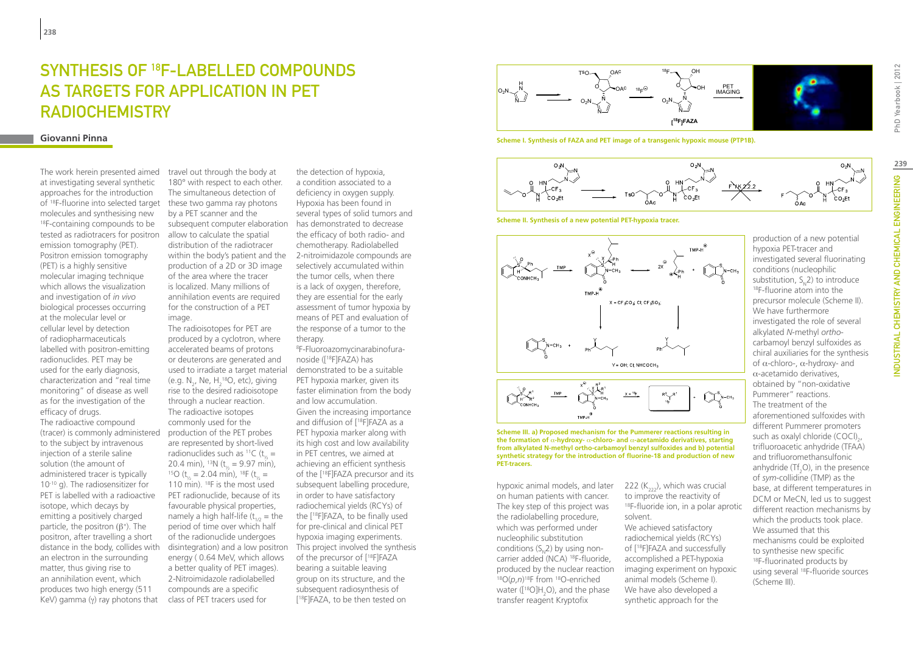# SYNTHESIS OF $^{18}$F-LABELLED COMPOUNDS AS TARGETS FOR APPLICATION IN PET RADIOCHEMISTRY

**Giovanni Pinna**

The work herein presented aimed at investigating several synthetic approaches for the introduction of $^{18}$F-fluorine into selected target molecules and synthesising new $^{18}$F-containing compounds to be tested as radiotracers for positron emission tomography (PET). Positron emission tomography (PET) is a highly sensitive molecular imaging technique which allows the visualization and investigation of *in vivo* biological processes occurring at the molecular level or cellular level by detection of radiopharmaceuticals labelled with positron-emitting radionuclides. PET may be used for the early diagnosis, characterization and "real time monitoring" of disease as well as for the investigation of the efficacy of drugs.

The radioactive compound (tracer) is commonly administered to the subject by intravenous injection of a sterile saline solution (the amount of administered tracer is typically $10^{-10}$ g). The radiosensitizer for PET is labelled with a radioactive isotope, which decays by emitting a positively charged particle, the positron ($\beta^+$). The positron, after travelling a short distance in the body, collides with an electron in the surrounding matter, thus giving rise to an annihilation event, which produces two high energy (511 KeV) gamma ($\gamma$) ray photons that travel out through the body at 180° with respect to each other. The simultaneous detection of these two gamma ray photons by a PET scanner and the subsequent computer elaboration allow to calculate the spatial distribution of the radiotracer within the body's patient and the production of a 2D or 3D image of the area where the tracer is localized. Many millions of annihilation events are required for the construction of a PET image.

The radioisotopes for PET are produced by a cyclotron, where accelerated beams of protons or deuterons are generated and used to irradiate a target material (e.g. $N_2$, Ne, $H_2{}^{18}O$, etc), giving rise to the desired radioisotope through a nuclear reaction. The radioactive isotopes commonly used for the production of the PET probes are represented by short-lived radionuclides such as $^{11}$C ($t_{½}$ = 20.4 min), $^{13}$N ($t_{½}$ = 9.97 min), $^{15}$O ($t_{½}$ = 2.04 min), $^{18}$F ($t_{½}$ = 110 min). $^{18}$F is the most used PET radionuclide, because of its favourable physical properties, namely a high half-life ($t_{1/2}$ = the period of time over which half of the radionuclide undergoes disintegration) and a low positron energy ( 0.64 MeV, which allows a better quality of PET images). 2-Nitroimidazole radiolabelled compounds are a specific class of PET tracers used for the detection of hypoxia, a condition associated to a deficiency in oxygen supply. Hypoxia has been found in several types of solid tumors and has demonstrated to decrease the efficacy of both radio- and chemotherapy. Radiolabelled 2-nitroimidazole compounds are selectively accumulated within the tumor cells, when there is a lack of oxygen, therefore, they are essential for the early assessment of tumor hypoxia by means of PET and evaluation of the response of a tumor to the therapy.

8F-Fluoroazomycinarabinofuranoside ([$^{18}$F]FAZA) has demonstrated to be a suitable PET hypoxia marker, given its faster elimination from the body and low accumulation.

Given the increasing importance and diffusion of [$^{18}$F]FAZA as a PET hypoxia marker along with its high cost and low availability in PET centres, we aimed at achieving an efficient synthesis of the [$^{18}$F]FAZA precursor and its subsequent labelling procedure, in order to have satisfactory radiochemical yields (RCYs) of the [$^{18}$F]FAZA, to be finally used for pre-clinical and clinical PET hypoxia imaging experiments. This project involved the synthesis of the precursor of [$^{18}$F]FAZA bearing a suitable leaving group on its structure, and the subsequent radiosynthesis of [$^{18}$F]FAZA, to be then tested on hypoxic animal models, and later on human patients with cancer. The key step of this project was the radiolabelling procedure, which was performed under nucleophilic substitution conditions ($S_N2$) by using non-carrier added (NCA) $^{18}$F-fluoride, produced by the nuclear reaction $^{18}$O($p$,$n$)$^{18}$F from $^{18}$O-enriched water ([$^{18}$O]$H_2O$), and the phase transfer reagent Kryptofix 222 ($K_{222}$), which was crucial to improve the reactivity of $^{18}$F-fluoride ion, in a polar aprotic solvent.

We achieved satisfactory radiochemical yields (RCYs) of [$^{18}$F]FAZA and successfully accomplished a PET-hypoxia imaging experiment on hypoxic animal models (Scheme I).

We have also developed a synthetic approach for the production of a new potential hypoxia PET-tracer and investigated several fluorinating conditions (nucleophilic substitution, $S_N2$) to introduce $^{18}$F-fluorine atom into the precursor molecule (Scheme II).

We have furthermore investigated the role of several alkylated *N*-methyl *ortho*-carbamoyl benzyl sulfoxides as chiral auxiliaries for the synthesis of $\alpha$-chloro-, $\alpha$-hydroxy- and $\alpha$-acetamido derivatives, obtained by "non-oxidative Pummerer" reactions.

The treatment of the aforementioned sulfoxides with different Pummerer promoters such as oxalyl chloride $(COCl)_2$, trifluoroacetic anhydride (TFAA) and trifluoromethansulfonic anhydride ($Tf_2O$), in the presence of *sym*-collidine (TMP) as the base, at different temperatures in DCM or MeCN, led us to suggest different reaction mechanisms by which the products took place. We assumed that this mechanisms could be exploited to synthesise new specific $^{18}$F-fluorinated products by using several $^{18}$F-fluoride sources (Scheme III).

**Scheme I. Synthesis of FAZA and PET image of a transgenic hypoxic mouse (PTP1B).**

**Scheme II. Synthesis of a new potential PET-hypoxia tracer.**

**Scheme III. a) Proposed mechanism for the Pummerer reactions resulting in the formation of $\alpha$-hydroxy- $\alpha$-chloro- and $\alpha$-acetamido derivatives, starting from alkylated N-methyl ortho-carbamoyl benzyl sulfoxides and b) potential synthetic strategy for the introduction of fluorine-18 and production of new PET-tracers.**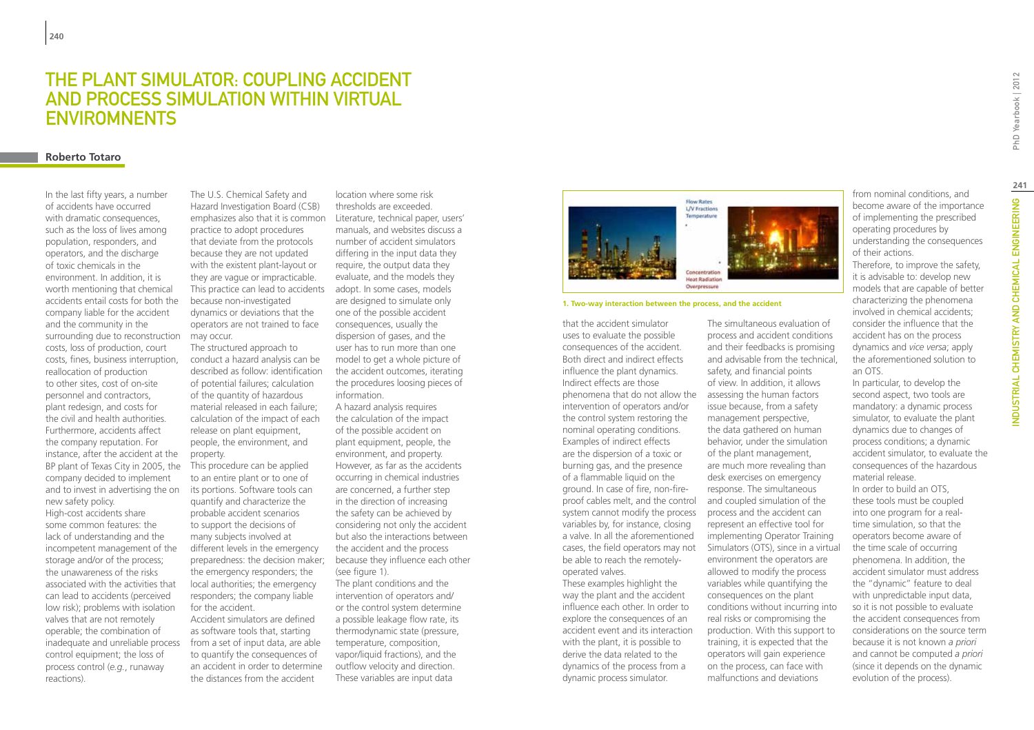# The Plant Simulator: Coupling Accident and Process Simulation within Virtual Enviromnents

**Roberto Totaro**

In the last fifty years, a number of accidents have occurred with dramatic consequences, such as the loss of lives among population, responders, and operators, and the discharge of toxic chemicals in the environment. In addition, it is worth mentioning that chemical accidents entail costs for both the company liable for the accident and the community in the surrounding due to reconstruction costs, loss of production, court costs, fines, business interruption, reallocation of production to other sites, cost of on-site personnel and contractors, plant redesign, and costs for the civil and health authorities. Furthermore, accidents affect the company reputation. For instance, after the accident at the BP plant of Texas City in 2005, the company decided to implement and to invest in advertising the new safety policy.

High-cost accidents share some common features: the lack of understanding and the incompetent management of the storage and/or of the process; the unawareness of the risks associated with the activities that can lead to accidents (perceived low risk); problems with isolation valves that are not remotely operable; the combination of inadequate and unreliable process control equipment; the loss of process control (*e.g.*, runaway reactions).

The U.S. Chemical Safety and Hazard Investigation Board (CSB) emphasizes also that it is common practice to adopt procedures that deviate from the protocols because they are not updated with the existent plant-layout or they are vague or impracticable. This practice can lead to accidents because non-investigated dynamics or deviations that the operators are not trained to face may occur.

The structured approach to conduct a hazard analysis can be described as follow: identification of potential failures; calculation of the quantity of hazardous material released in each failure; calculation of the impact of each release on plant equipment, people, the environment, and property.

This procedure can be applied to an entire plant or to one of its portions. Software tools can quantify and characterize the probable accident scenarios to support the decisions of many subjects involved at different levels in the emergency preparedness: the decision maker; the emergency responders; the local authorities; the emergency responders; the company liable for the accident.

Accident simulators are defined as software tools that, starting from a set of input data, are able to quantify the consequences of an accident in order to determine the distances from the accident location where some risk thresholds are exceeded.

Literature, technical paper, users' manuals, and websites discuss a number of accident simulators differing in the input data they require, the output data they evaluate, and the models they adopt. In some cases, models are designed to simulate only one of the possible accident consequences, usually the dispersion of gases, and the user has to run more than one model to get a whole picture of the accident outcomes, iterating the procedures loosing pieces of information.

A hazard analysis requires the calculation of the impact of the possible accident on plant equipment, people, the environment, and property. However, as far as the accidents occurring in chemical industries are concerned, a further step in the direction of increasing the safety can be achieved by considering not only the accident but also the interactions between the accident and the process because they influence each other (see figure 1).

The plant conditions and the intervention of operators and/or the control system determine a possible leakage flow rate, its thermodynamic state (pressure, temperature, composition, vapor/liquid fractions), and the outflow velocity and direction. These variables are input data that the accident simulator uses to evaluate the possible consequences of the accident.

Flow Rates
L/V Fractions
Temperature

Concentration
Heat Radiation
Overpressure

**1. Two-way interaction between the process, and the accident**

Both direct and indirect effects influence the plant dynamics. Indirect effects are those phenomena that do not allow the intervention of operators and/or the control system restoring the nominal operating conditions. Examples of indirect effects are the dispersion of a toxic or burning gas, and the presence of a flammable liquid on the ground. In case of fire, non-fire-proof cables melt, and the control system cannot modify the process variables by, for instance, closing a valve. In all the aforementioned cases, the field operators may not be able to reach the remotely-operated valves.

These examples highlight the way the plant and the accident influence each other. In order to explore the consequences of an accident event and its interaction with the plant, it is possible to derive the data related to the dynamics of the process from a dynamic process simulator.

The simultaneous evaluation of process and accident conditions and their feedbacks is promising and advisable from the technical, safety, and financial points of view. In addition, it allows assessing the human factors issue because, from a safety management perspective, the data gathered on human behavior, under the simulation of the plant management, are much more revealing than desk exercises on emergency response. The simultaneous and coupled simulation of the process and the accident can represent an effective tool for implementing Operator Training Simulators (OTS), since in a virtual environment the operators are allowed to modify the process variables while quantifying the consequences on the plant conditions without incurring into real risks or compromising the production. With this support to training, it is expected that the operators will gain experience on the process, can face with malfunctions and deviations from nominal conditions, and become aware of the importance of implementing the prescribed operating procedures by understanding the consequences of their actions.

Therefore, to improve the safety, it is advisable to: develop new models that are capable of better characterizing the phenomena involved in chemical accidents; consider the influence that the accident has on the process dynamics and *vice versa*; apply the aforementioned solution to an OTS.

In particular, to develop the second aspect, two tools are mandatory: a dynamic process simulator, to evaluate the plant dynamics due to changes of process conditions; a dynamic accident simulator, to evaluate the consequences of the hazardous material release.

In order to build an OTS, these tools must be coupled into one program for a real-time simulation, so that the operators become aware of the time scale of occurring phenomena. In addition, the accident simulator must address the "dynamic" feature to deal with unpredictable input data, so it is not possible to evaluate the accident consequences from considerations on the source term because it is not known *a priori* and cannot be computed *a priori* (since it depends on the dynamic evolution of the process).